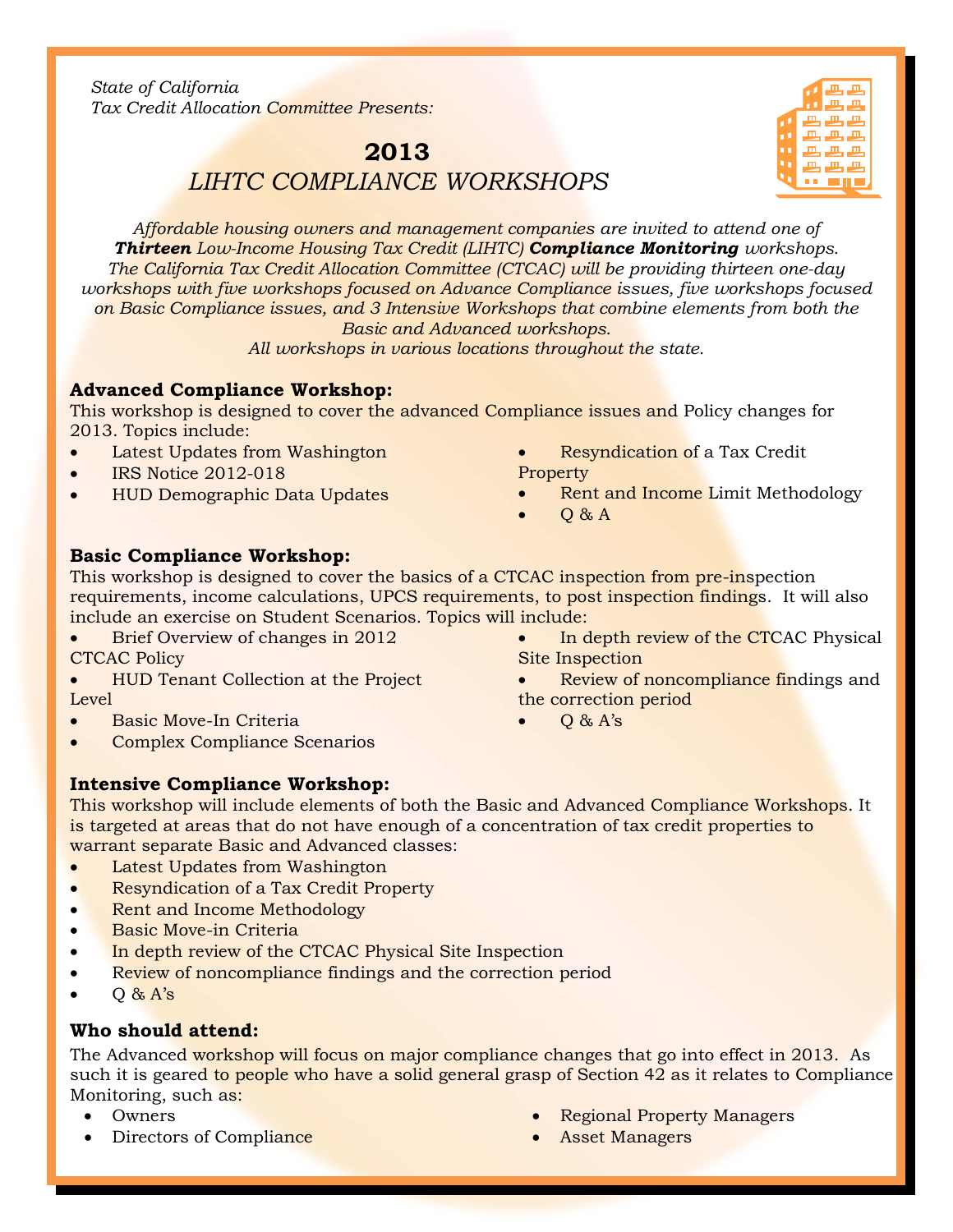*State of California*
*Tax Credit Allocation Committee Presents:*

# 2013
## *LIHTC COMPLIANCE WORKSHOPS*

*Affordable housing owners and management companies are invited to attend one of* ***Thirteen*** *Low-Income Housing Tax Credit (LIHTC)* ***Compliance Monitoring*** *workshops. The California Tax Credit Allocation Committee (CTCAC) will be providing thirteen one-day workshops with five workshops focused on Advance Compliance issues, five workshops focused on Basic Compliance issues, and 3 Intensive Workshops that combine elements from both the Basic and Advanced workshops.*
*All workshops in various locations throughout the state.*

### Advanced Compliance Workshop:

This workshop is designed to cover the advanced Compliance issues and Policy changes for 2013. Topics include:

- Latest Updates from Washington
- IRS Notice 2012-018
- HUD Demographic Data Updates
- Resyndication of a Tax Credit Property
- Rent and Income Limit Methodology
- Q & A

### Basic Compliance Workshop:

This workshop is designed to cover the basics of a CTCAC inspection from pre-inspection requirements, income calculations, UPCS requirements, to post inspection findings. It will also include an exercise on Student Scenarios. Topics will include:

- Brief Overview of changes in 2012 CTCAC Policy
- HUD Tenant Collection at the Project Level
- Basic Move-In Criteria
- Complex Compliance Scenarios
- In depth review of the CTCAC Physical Site Inspection
- Review of noncompliance findings and the correction period
- Q & A's

### Intensive Compliance Workshop:

This workshop will include elements of both the Basic and Advanced Compliance Workshops. It is targeted at areas that do not have enough of a concentration of tax credit properties to warrant separate Basic and Advanced classes:

- Latest Updates from Washington
- Resyndication of a Tax Credit Property
- Rent and Income Methodology
- Basic Move-in Criteria
- In depth review of the CTCAC Physical Site Inspection
- Review of noncompliance findings and the correction period
- Q & A's

### Who should attend:

The Advanced workshop will focus on major compliance changes that go into effect in 2013. As such it is geared to people who have a solid general grasp of Section 42 as it relates to Compliance Monitoring, such as:

- Owners
- Directors of Compliance
- Regional Property Managers
- Asset Managers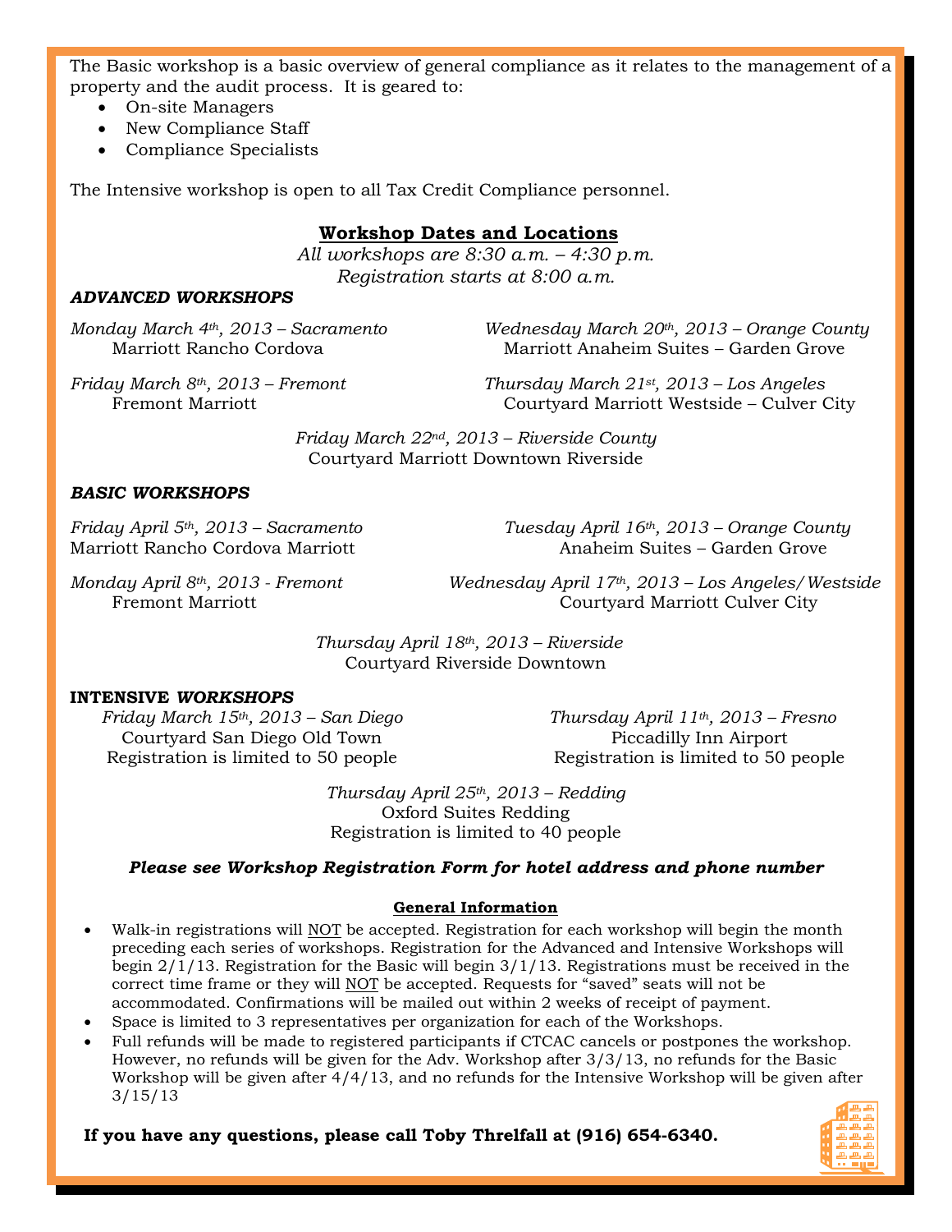The Basic workshop is a basic overview of general compliance as it relates to the management of a property and the audit process. It is geared to:

- On-site Managers
- New Compliance Staff
- Compliance Specialists

The Intensive workshop is open to all Tax Credit Compliance personnel.

## Workshop Dates and Locations

*All workshops are 8:30 a.m. – 4:30 p.m.*
*Registration starts at 8:00 a.m.*

### *ADVANCED WORKSHOPS*

*Monday March 4th, 2013 – Sacramento*
Marriott Rancho Cordova

*Friday March 8th, 2013 – Fremont*
Fremont Marriott

*Wednesday March 20th, 2013 – Orange County*
Marriott Anaheim Suites – Garden Grove

*Thursday March 21st, 2013 – Los Angeles*
Courtyard Marriott Westside – Culver City

*Friday March 22nd, 2013 – Riverside County*
Courtyard Marriott Downtown Riverside

### *BASIC WORKSHOPS*

*Friday April 5th, 2013 – Sacramento*
Marriott Rancho Cordova Marriott

*Monday April 8th, 2013 - Fremont*
Fremont Marriott

*Tuesday April 16th, 2013 – Orange County*
Anaheim Suites – Garden Grove

*Wednesday April 17th, 2013 – Los Angeles/Westside*
Courtyard Marriott Culver City

*Thursday April 18th, 2013 – Riverside*
Courtyard Riverside Downtown

### INTENSIVE *WORKSHOPS*

*Friday March 15th, 2013 – San Diego*
Courtyard San Diego Old Town
Registration is limited to 50 people

*Thursday April 11th, 2013 – Fresno*
Piccadilly Inn Airport
Registration is limited to 50 people

*Thursday April 25th, 2013 – Redding*
Oxford Suites Redding
Registration is limited to 40 people

***Please see Workshop Registration Form for hotel address and phone number***

**General Information**

- Walk-in registrations will NOT be accepted. Registration for each workshop will begin the month preceding each series of workshops. Registration for the Advanced and Intensive Workshops will begin 2/1/13. Registration for the Basic will begin 3/1/13. Registrations must be received in the correct time frame or they will NOT be accepted. Requests for "saved" seats will not be accommodated. Confirmations will be mailed out within 2 weeks of receipt of payment.
- Space is limited to 3 representatives per organization for each of the Workshops.
- Full refunds will be made to registered participants if CTCAC cancels or postpones the workshop. However, no refunds will be given for the Adv. Workshop after 3/3/13, no refunds for the Basic Workshop will be given after 4/4/13, and no refunds for the Intensive Workshop will be given after 3/15/13

**If you have any questions, please call Toby Threlfall at (916) 654-6340.**